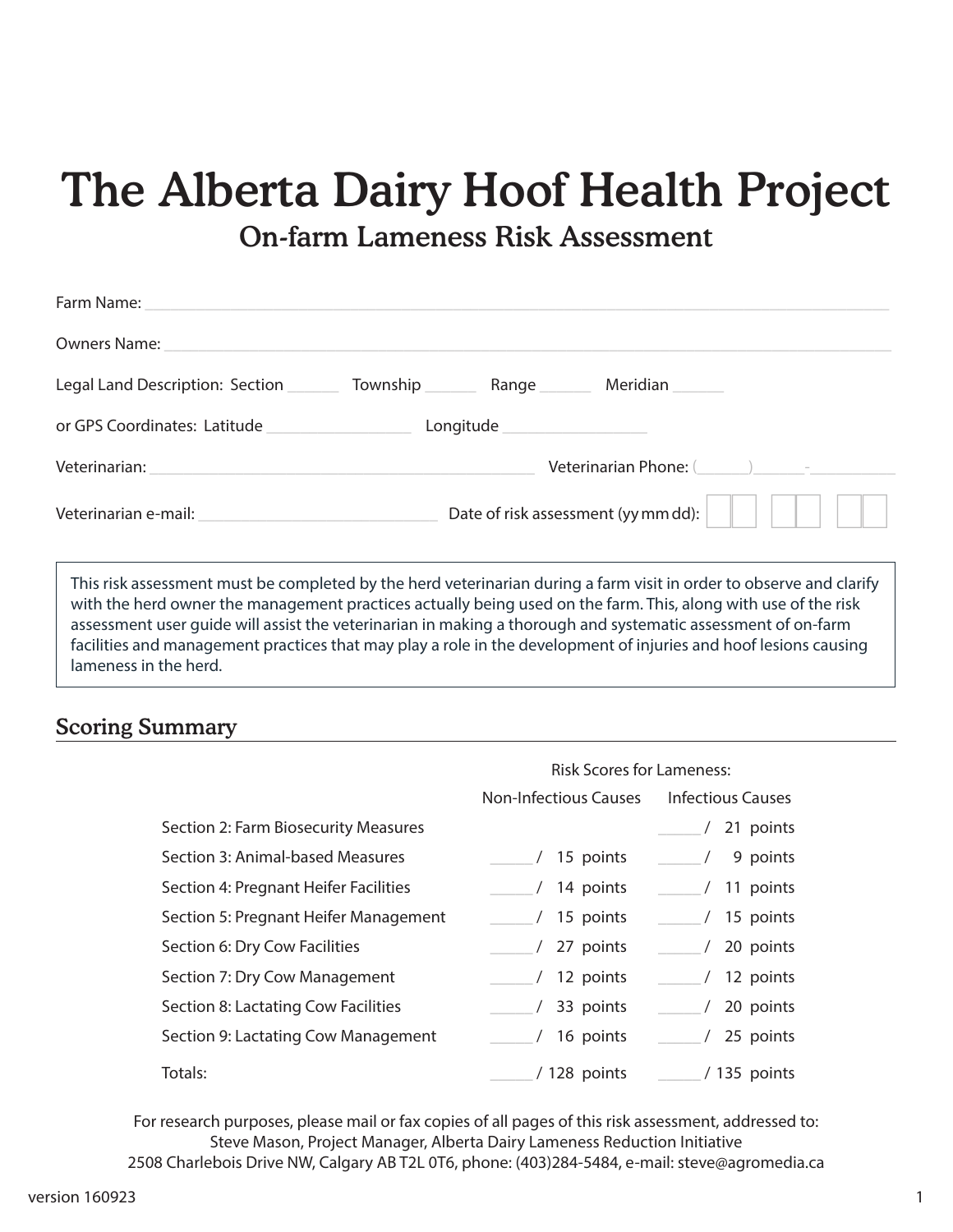# The Alberta Dairy Hoof Health Project

## On-farm Lameness Risk Assessment

Farm Name: ______________________________________________

Owners Name: ______________________________________________

Legal Land Description: Section ______ Township ______ Range ______ Meridian ______

or GPS Coordinates: Latitude ________________ Longitude ________________

Veterinarian: ______________________________ Veterinarian Phone: (______)______-__________

Veterinarian e-mail: ____________________________ Date of risk assessment (yy mm dd): [ ][ ] [ ][ ] [ ][ ]

> This risk assessment must be completed by the herd veterinarian during a farm visit in order to observe and clarify with the herd owner the management practices actually being used on the farm. This, along with use of the risk assessment user guide will assist the veterinarian in making a thorough and systematic assessment of on-farm facilities and management practices that may play a role in the development of injuries and hoof lesions causing lameness in the herd.

## Scoring Summary

| | Risk Scores for Lameness: | |
|---|---|---|
| | Non-Infectious Causes | Infectious Causes |
| Section 2: Farm Biosecurity Measures | | _____ / 21 points |
| Section 3: Animal-based Measures | _____ / 15 points | _____ / 9 points |
| Section 4: Pregnant Heifer Facilities | _____ / 14 points | _____ / 11 points |
| Section 5: Pregnant Heifer Management | _____ / 15 points | _____ / 15 points |
| Section 6: Dry Cow Facilities | _____ / 27 points | _____ / 20 points |
| Section 7: Dry Cow Management | _____ / 12 points | _____ / 12 points |
| Section 8: Lactating Cow Facilities | _____ / 33 points | _____ / 20 points |
| Section 9: Lactating Cow Management | _____ / 16 points | _____ / 25 points |
| Totals: | _____ / 128 points | _____ / 135 points |

For research purposes, please mail or fax copies of all pages of this risk assessment, addressed to:
Steve Mason, Project Manager, Alberta Dairy Lameness Reduction Initiative
2508 Charlebois Drive NW, Calgary AB T2L 0T6, phone: (403)284-5484, e-mail: steve@agromedia.ca

version 160923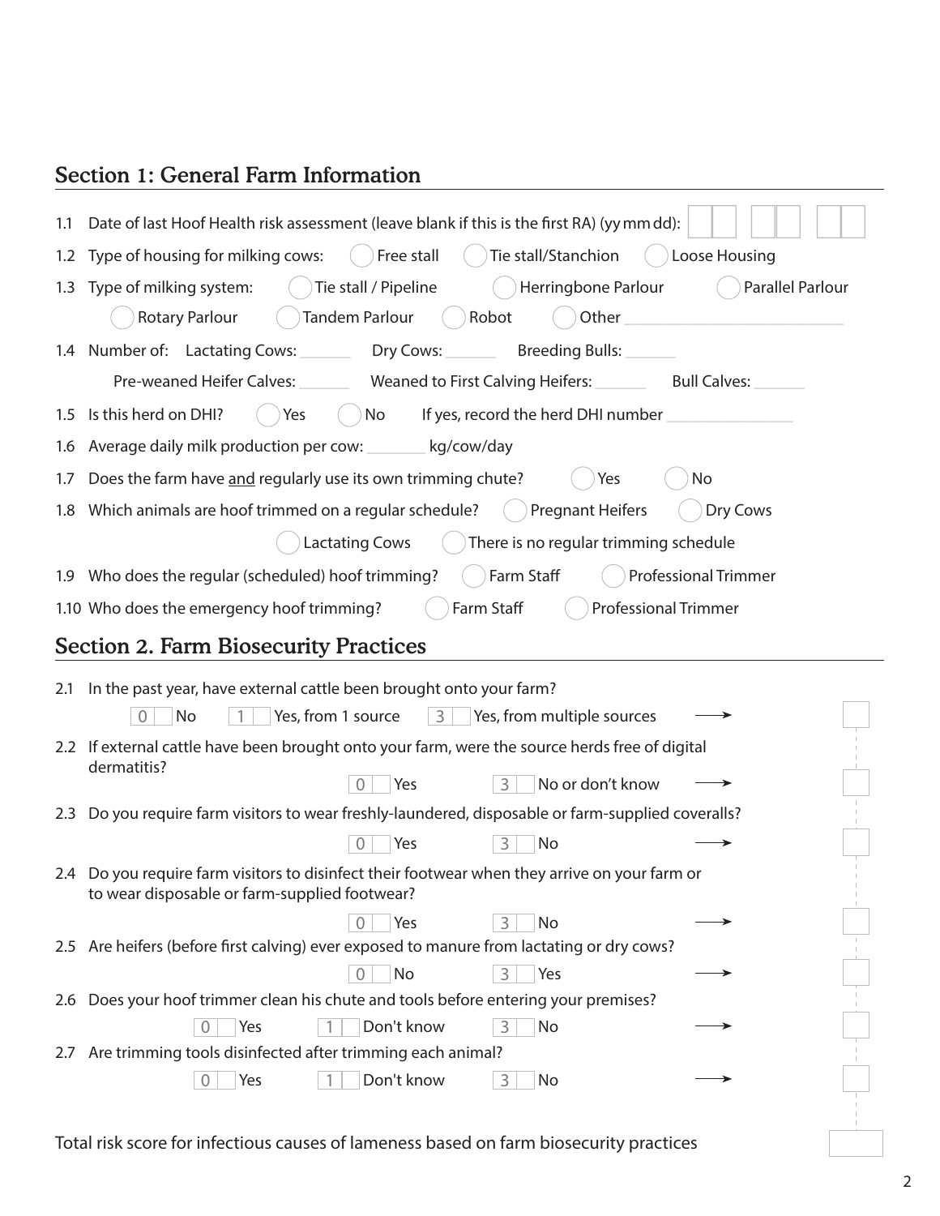## Section 1: General Farm Information

1.1 Date of last Hoof Health risk assessment (leave blank if this is the first RA) (yy mm dd): ☐☐ ☐☐ ☐☐

1.2 Type of housing for milking cows: ◯ Free stall ◯ Tie stall/Stanchion ◯ Loose Housing

1.3 Type of milking system: ◯ Tie stall / Pipeline ◯ Herringbone Parlour ◯ Parallel Parlour ◯ Rotary Parlour ◯ Tandem Parlour ◯ Robot ◯ Other ________________________

1.4 Number of: Lactating Cows: ______ Dry Cows: ______ Breeding Bulls: ______

Pre-weaned Heifer Calves: ______ Weaned to First Calving Heifers: ______ Bull Calves: ______

1.5 Is this herd on DHI? ◯ Yes ◯ No If yes, record the herd DHI number ______________

1.6 Average daily milk production per cow: _______ kg/cow/day

1.7 Does the farm have <u>and</u> regularly use its own trimming chute? ◯ Yes ◯ No

1.8 Which animals are hoof trimmed on a regular schedule? ◯ Pregnant Heifers ◯ Dry Cows ◯ Lactating Cows ◯ There is no regular trimming schedule

1.9 Who does the regular (scheduled) hoof trimming? ◯ Farm Staff ◯ Professional Trimmer

1.10 Who does the emergency hoof trimming? ◯ Farm Staff ◯ Professional Trimmer

## Section 2. Farm Biosecurity Practices

2.1 In the past year, have external cattle been brought onto your farm?

0 ☐ No  1 ☐ Yes, from 1 source  3 ☐ Yes, from multiple sources → ☐

2.2 If external cattle have been brought onto your farm, were the source herds free of digital dermatitis?

0 ☐ Yes  3 ☐ No or don't know → ☐

2.3 Do you require farm visitors to wear freshly-laundered, disposable or farm-supplied coveralls?

0 ☐ Yes  3 ☐ No → ☐

2.4 Do you require farm visitors to disinfect their footwear when they arrive on your farm or to wear disposable or farm-supplied footwear?

0 ☐ Yes  3 ☐ No → ☐

2.5 Are heifers (before first calving) ever exposed to manure from lactating or dry cows?

0 ☐ No  3 ☐ Yes → ☐

2.6 Does your hoof trimmer clean his chute and tools before entering your premises?

0 ☐ Yes  1 ☐ Don't know  3 ☐ No → ☐

2.7 Are trimming tools disinfected after trimming each animal?

0 ☐ Yes  1 ☐ Don't know  3 ☐ No → ☐

Total risk score for infectious causes of lameness based on farm biosecurity practices ☐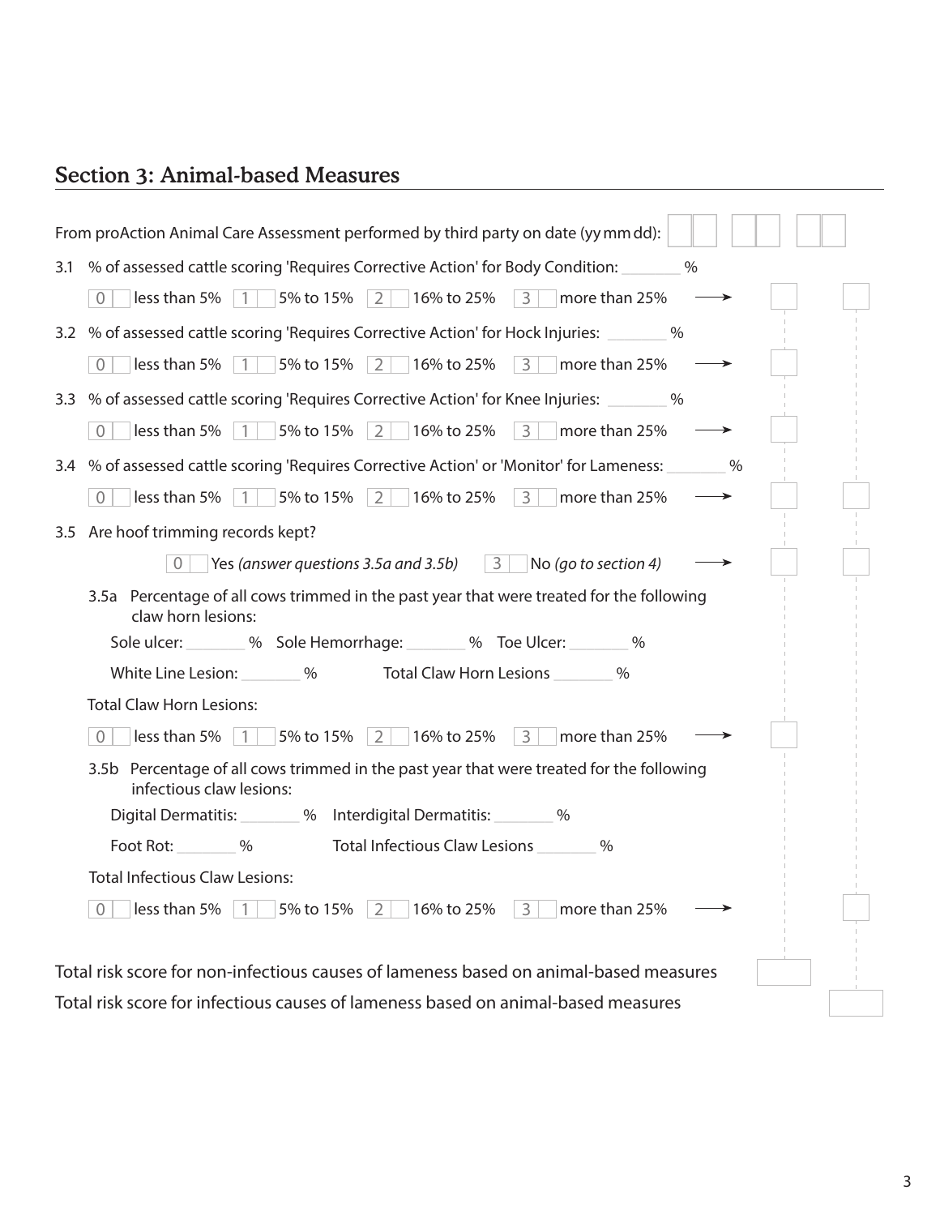## Section 3: Animal-based Measures

From proAction Animal Care Assessment performed by third party on date (yy mm dd): ☐☐ ☐☐ ☐☐

3.1 % of assessed cattle scoring 'Requires Corrective Action' for Body Condition: _______ %

0 ☐ less than 5%  1 ☐ 5% to 15%  2 ☐ 16% to 25%  3 ☐ more than 25% → ☐ ☐

3.2 % of assessed cattle scoring 'Requires Corrective Action' for Hock Injuries: _______ %

0 ☐ less than 5%  1 ☐ 5% to 15%  2 ☐ 16% to 25%  3 ☐ more than 25% → ☐

3.3 % of assessed cattle scoring 'Requires Corrective Action' for Knee Injuries: _______ %

0 ☐ less than 5%  1 ☐ 5% to 15%  2 ☐ 16% to 25%  3 ☐ more than 25% → ☐

3.4 % of assessed cattle scoring 'Requires Corrective Action' or 'Monitor' for Lameness: _______ %

0 ☐ less than 5%  1 ☐ 5% to 15%  2 ☐ 16% to 25%  3 ☐ more than 25% → ☐ ☐

3.5 Are hoof trimming records kept?

0 ☐ Yes *(answer questions 3.5a and 3.5b)*  3 ☐ No *(go to section 4)* → ☐ ☐

3.5a Percentage of all cows trimmed in the past year that were treated for the following claw horn lesions:

Sole ulcer: _______ %  Sole Hemorrhage: _______ %  Toe Ulcer: _______ %

White Line Lesion: _______ %  Total Claw Horn Lesions _______ %

Total Claw Horn Lesions:

0 ☐ less than 5%  1 ☐ 5% to 15%  2 ☐ 16% to 25%  3 ☐ more than 25% → ☐

3.5b Percentage of all cows trimmed in the past year that were treated for the following infectious claw lesions:

Digital Dermatitis: _______ %  Interdigital Dermatitis: _______ %

Foot Rot: _______ %  Total Infectious Claw Lesions _______ %

Total Infectious Claw Lesions:

0 ☐ less than 5%  1 ☐ 5% to 15%  2 ☐ 16% to 25%  3 ☐ more than 25% → ☐

Total risk score for non-infectious causes of lameness based on animal-based measures ☐

Total risk score for infectious causes of lameness based on animal-based measures ☐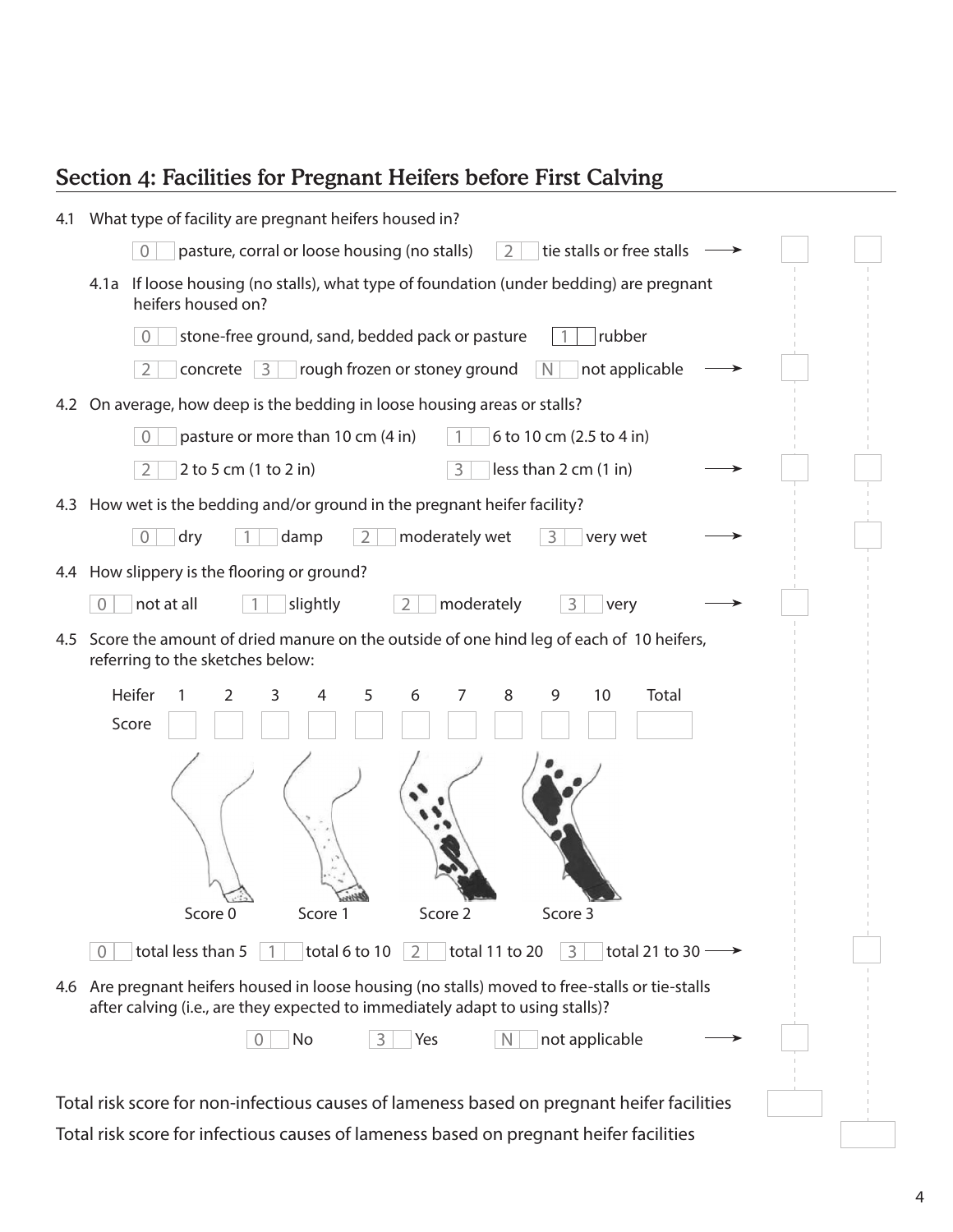## Section 4: Facilities for Pregnant Heifers before First Calving

4.1 What type of facility are pregnant heifers housed in?

- 0 pasture, corral or loose housing (no stalls)
- 2 tie stalls or free stalls →

4.1a If loose housing (no stalls), what type of foundation (under bedding) are pregnant heifers housed on?

- 0 stone-free ground, sand, bedded pack or pasture
- 1 rubber
- 2 concrete
- 3 rough frozen or stoney ground
- N not applicable →

4.2 On average, how deep is the bedding in loose housing areas or stalls?

- 0 pasture or more than 10 cm (4 in)
- 1 6 to 10 cm (2.5 to 4 in)
- 2 2 to 5 cm (1 to 2 in)
- 3 less than 2 cm (1 in) →

4.3 How wet is the bedding and/or ground in the pregnant heifer facility?

- 0 dry
- 1 damp
- 2 moderately wet
- 3 very wet →

4.4 How slippery is the flooring or ground?

- 0 not at all
- 1 slightly
- 2 moderately
- 3 very →

4.5 Score the amount of dried manure on the outside of one hind leg of each of 10 heifers, referring to the sketches below:

| Heifer | 1 | 2 | 3 | 4 | 5 | 6 | 7 | 8 | 9 | 10 | Total |
|---|---|---|---|---|---|---|---|---|---|---|---|
| Score | | | | | | | | | | | |

Score 0 &nbsp;&nbsp; Score 1 &nbsp;&nbsp; Score 2 &nbsp;&nbsp; Score 3

- 0 total less than 5
- 1 total 6 to 10
- 2 total 11 to 20
- 3 total 21 to 30 →

4.6 Are pregnant heifers housed in loose housing (no stalls) moved to free-stalls or tie-stalls after calving (i.e., are they expected to immediately adapt to using stalls)?

- 0 No
- 3 Yes
- N not applicable →

Total risk score for non-infectious causes of lameness based on pregnant heifer facilities

Total risk score for infectious causes of lameness based on pregnant heifer facilities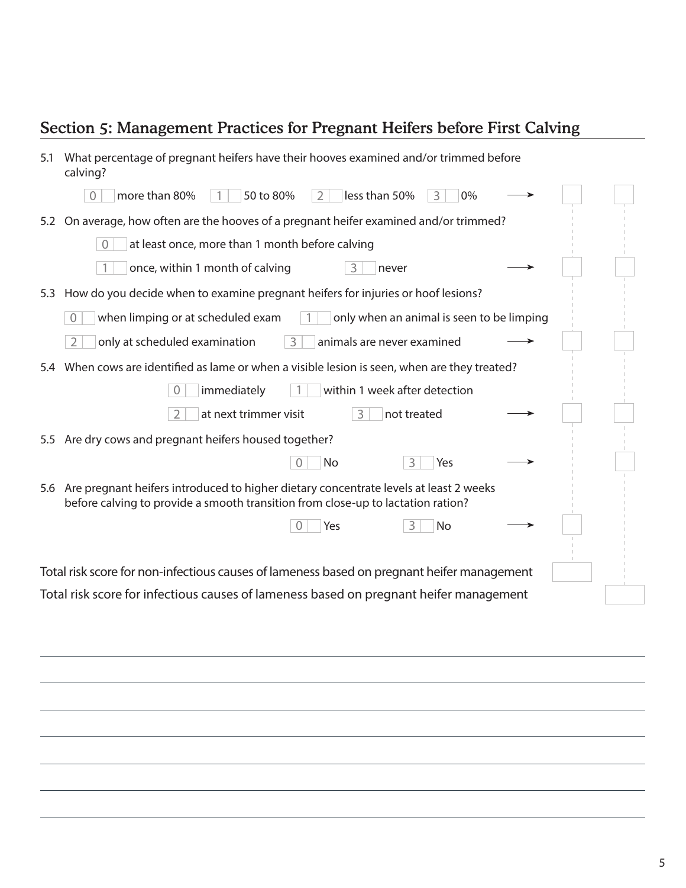## Section 5: Management Practices for Pregnant Heifers before First Calving

5.1 What percentage of pregnant heifers have their hooves examined and/or trimmed before calving?

0 ☐ more than 80%  1 ☐ 50 to 80%  2 ☐ less than 50%  3 ☐ 0% ⟶ ☐ ☐

5.2 On average, how often are the hooves of a pregnant heifer examined and/or trimmed?

0 ☐ at least once, more than 1 month before calving

1 ☐ once, within 1 month of calving  3 ☐ never ⟶ ☐ ☐

5.3 How do you decide when to examine pregnant heifers for injuries or hoof lesions?

0 ☐ when limping or at scheduled exam  1 ☐ only when an animal is seen to be limping

2 ☐ only at scheduled examination  3 ☐ animals are never examined ⟶ ☐ ☐

5.4 When cows are identified as lame or when a visible lesion is seen, when are they treated?

0 ☐ immediately  1 ☐ within 1 week after detection

2 ☐ at next trimmer visit  3 ☐ not treated ⟶ ☐ ☐

5.5 Are dry cows and pregnant heifers housed together?

0 ☐ No  3 ☐ Yes ⟶ ☐

5.6 Are pregnant heifers introduced to higher dietary concentrate levels at least 2 weeks before calving to provide a smooth transition from close-up to lactation ration?

0 ☐ Yes  3 ☐ No ⟶ ☐

Total risk score for non-infectious causes of lameness based on pregnant heifer management ☐

Total risk score for infectious causes of lameness based on pregnant heifer management ☐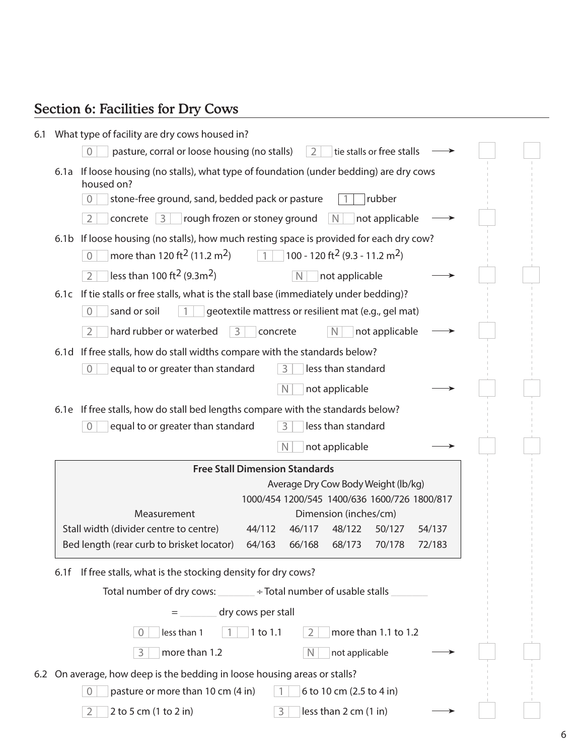## Section 6: Facilities for Dry Cows

6.1 What type of facility are dry cows housed in?

- 0 pasture, corral or loose housing (no stalls)
- 2 tie stalls or free stalls →

6.1a If loose housing (no stalls), what type of foundation (under bedding) are dry cows housed on?

- 0 stone-free ground, sand, bedded pack or pasture
- 1 rubber
- 2 concrete
- 3 rough frozen or stoney ground
- N not applicable →

6.1b If loose housing (no stalls), how much resting space is provided for each dry cow?

- 0 more than 120 $ft^2$ (11.2 $m^2$)
- 1 100 - 120 $ft^2$ (9.3 - 11.2 $m^2$)
- 2 less than 100 $ft^2$ (9.3$m^2$)
- N not applicable →

6.1c If tie stalls or free stalls, what is the stall base (immediately under bedding)?

- 0 sand or soil
- 1 geotextile mattress or resilient mat (e.g., gel mat)
- 2 hard rubber or waterbed
- 3 concrete
- N not applicable →

6.1d If free stalls, how do stall widths compare with the standards below?

- 0 equal to or greater than standard
- 3 less than standard
- N not applicable →

6.1e If free stalls, how do stall bed lengths compare with the standards below?

- 0 equal to or greater than standard
- 3 less than standard
- N not applicable →

**Free Stall Dimension Standards**

| Measurement | Average Dry Cow Body Weight (lb/kg) | | | | |
|---|---|---|---|---|---|
| | 1000/454 | 1200/545 | 1400/636 | 1600/726 | 1800/817 |
| | Dimension (inches/cm) | | | | |
| Stall width (divider centre to centre) | 44/112 | 46/117 | 48/122 | 50/127 | 54/137 |
| Bed length (rear curb to brisket locator) | 64/163 | 66/168 | 68/173 | 70/178 | 72/183 |

6.1f If free stalls, what is the stocking density for dry cows?

Total number of dry cows: ________ ÷ Total number of usable stalls ________

= ________ dry cows per stall

- 0 less than 1
- 1 1 to 1.1
- 2 more than 1.1 to 1.2
- 3 more than 1.2
- N not applicable →

6.2 On average, how deep is the bedding in loose housing areas or stalls?

- 0 pasture or more than 10 cm (4 in)
- 1 6 to 10 cm (2.5 to 4 in)
- 2 2 to 5 cm (1 to 2 in)
- 3 less than 2 cm (1 in) →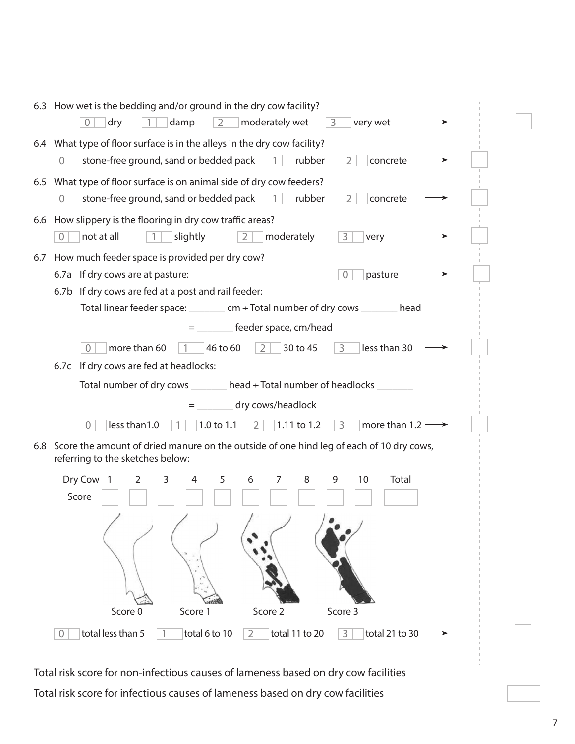6.3 How wet is the bedding and/or ground in the dry cow facility?

0 dry   1 damp   2 moderately wet   3 very wet →

6.4 What type of floor surface is in the alleys in the dry cow facility?

0 stone-free ground, sand or bedded pack   1 rubber   2 concrete →

6.5 What type of floor surface is on animal side of dry cow feeders?

0 stone-free ground, sand or bedded pack   1 rubber   2 concrete →

6.6 How slippery is the flooring in dry cow traffic areas?

0 not at all   1 slightly   2 moderately   3 very →

6.7 How much feeder space is provided per dry cow?

6.7a If dry cows are at pasture:   0 pasture →

6.7b If dry cows are fed at a post and rail feeder:

Total linear feeder space: _______ cm ÷ Total number of dry cows _______ head

= _______ feeder space, cm/head

0 more than 60   1 46 to 60   2 30 to 45   3 less than 30 →

6.7c If dry cows are fed at headlocks:

Total number of dry cows _______ head ÷ Total number of headlocks _______

= _______ dry cows/headlock

0 less than1.0   1 1.0 to 1.1   2 1.11 to 1.2   3 more than 1.2 →

6.8 Score the amount of dried manure on the outside of one hind leg of each of 10 dry cows, referring to the sketches below:

| Dry Cow | 1 | 2 | 3 | 4 | 5 | 6 | 7 | 8 | 9 | 10 | Total |
|---|---|---|---|---|---|---|---|---|---|---|---|
| Score | | | | | | | | | | | |

Score 0   Score 1   Score 2   Score 3

0 total less than 5   1 total 6 to 10   2 total 11 to 20   3 total 21 to 30 →

Total risk score for non-infectious causes of lameness based on dry cow facilities

Total risk score for infectious causes of lameness based on dry cow facilities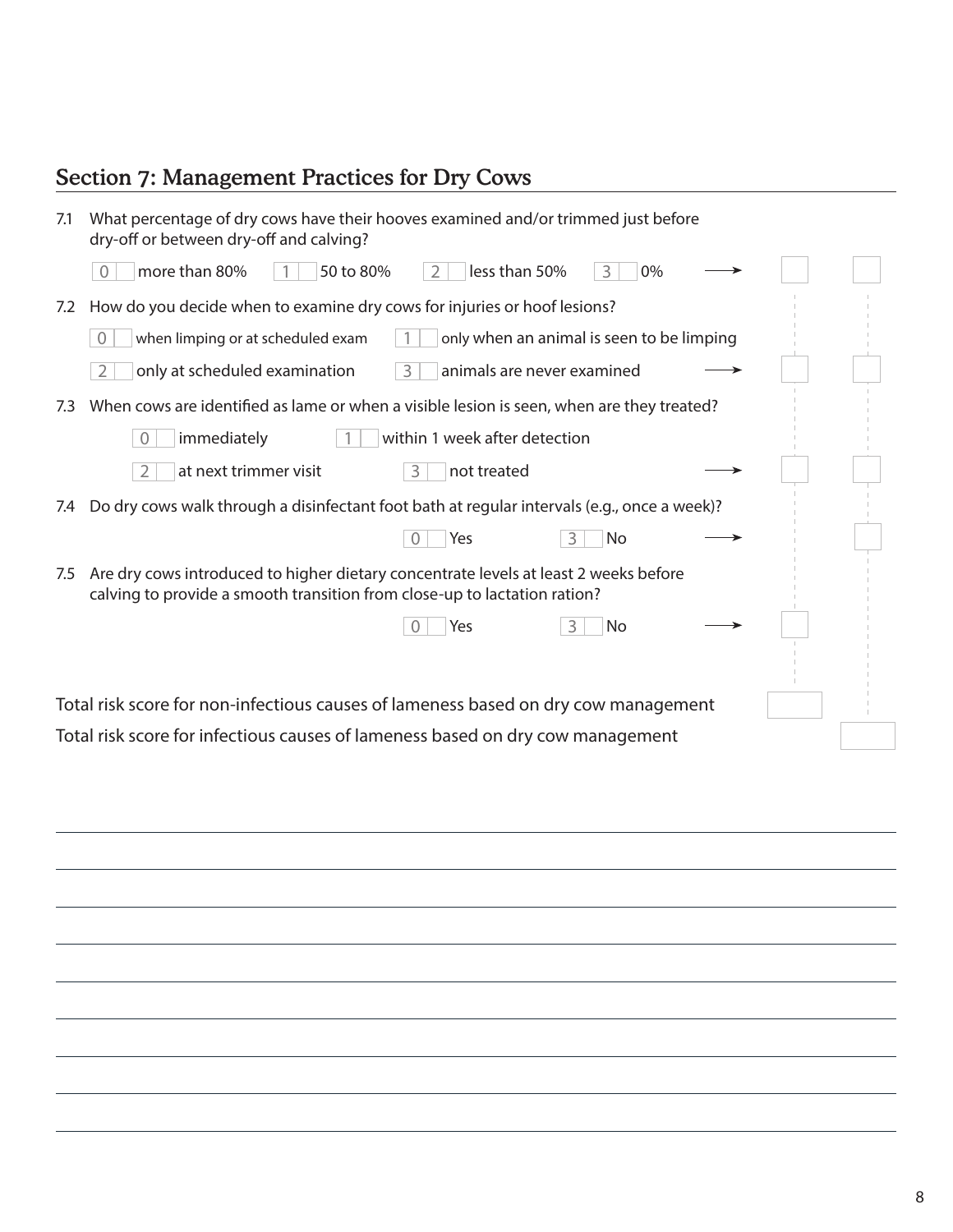## Section 7: Management Practices for Dry Cows

7.1 What percentage of dry cows have their hooves examined and/or trimmed just before dry-off or between dry-off and calving?

- 0 more than 80%
- 1 50 to 80%
- 2 less than 50%
- 3 0%

→ ☐ ☐

7.2 How do you decide when to examine dry cows for injuries or hoof lesions?

- 0 when limping or at scheduled exam
- 1 only when an animal is seen to be limping
- 2 only at scheduled examination
- 3 animals are never examined

→ ☐ ☐

7.3 When cows are identified as lame or when a visible lesion is seen, when are they treated?

- 0 immediately
- 1 within 1 week after detection
- 2 at next trimmer visit
- 3 not treated

→ ☐ ☐

7.4 Do dry cows walk through a disinfectant foot bath at regular intervals (e.g., once a week)?

- 0 Yes
- 3 No

→ ☐

7.5 Are dry cows introduced to higher dietary concentrate levels at least 2 weeks before calving to provide a smooth transition from close-up to lactation ration?

- 0 Yes
- 3 No

→ ☐

Total risk score for non-infectious causes of lameness based on dry cow management ☐

Total risk score for infectious causes of lameness based on dry cow management ☐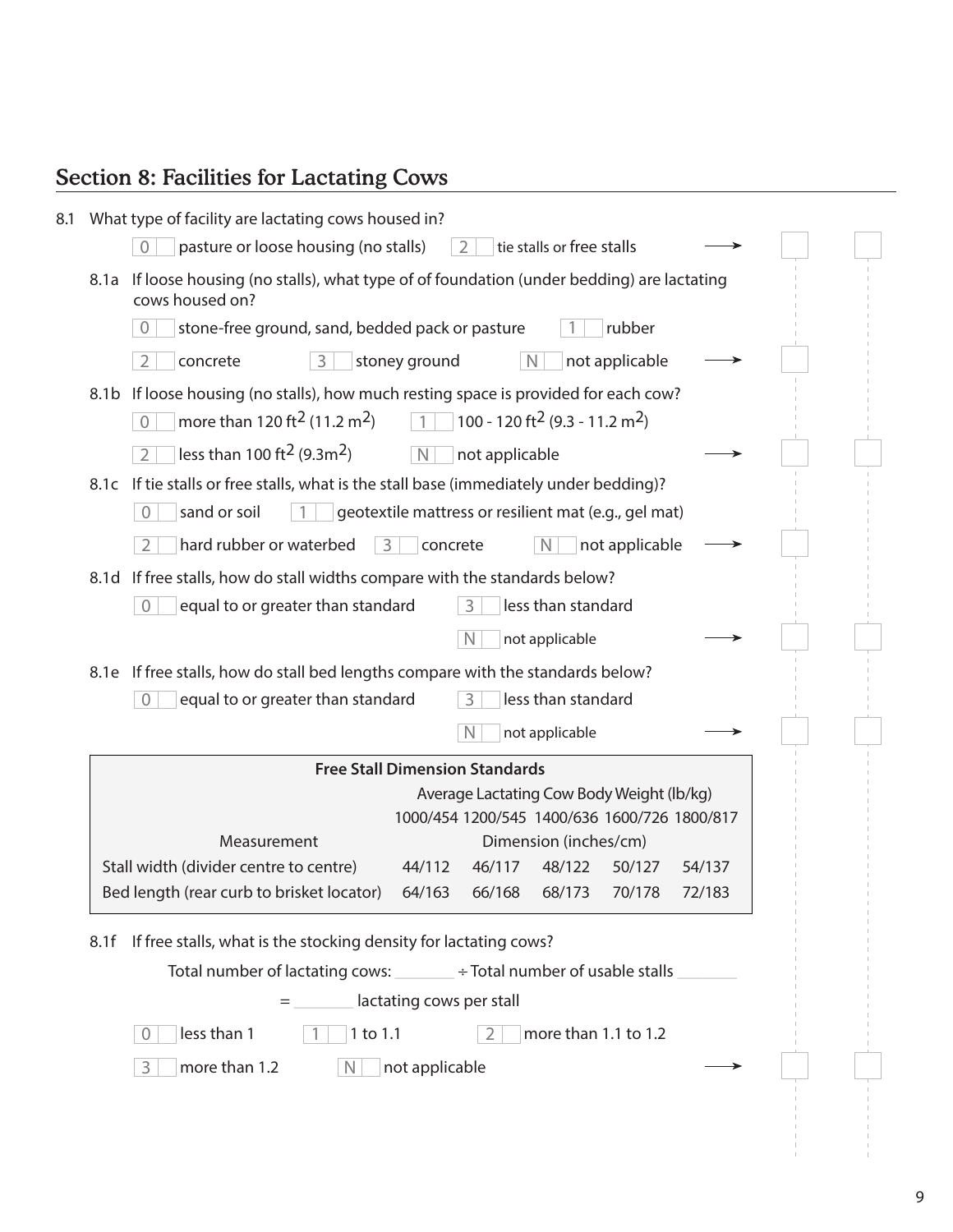## Section 8: Facilities for Lactating Cows

8.1 What type of facility are lactating cows housed in?

- 0 pasture or loose housing (no stalls)
- 2 tie stalls or free stalls

8.1a If loose housing (no stalls), what type of of foundation (under bedding) are lactating cows housed on?

- 0 stone-free ground, sand, bedded pack or pasture
- 1 rubber
- 2 concrete
- 3 stoney ground
- N not applicable

8.1b If loose housing (no stalls), how much resting space is provided for each cow?

- 0 more than 120 $ft^2$ (11.2 $m^2$)
- 1 100 - 120 $ft^2$ (9.3 - 11.2 $m^2$)
- 2 less than 100 $ft^2$ (9.3$m^2$)
- N not applicable

8.1c If tie stalls or free stalls, what is the stall base (immediately under bedding)?

- 0 sand or soil
- 1 geotextile mattress or resilient mat (e.g., gel mat)
- 2 hard rubber or waterbed
- 3 concrete
- N not applicable

8.1d If free stalls, how do stall widths compare with the standards below?

- 0 equal to or greater than standard
- 3 less than standard
- N not applicable

8.1e If free stalls, how do stall bed lengths compare with the standards below?

- 0 equal to or greater than standard
- 3 less than standard
- N not applicable

**Free Stall Dimension Standards**

| | Average Lactating Cow Body Weight (lb/kg) | | | | |
|---|---|---|---|---|---|
| | 1000/454 | 1200/545 | 1400/636 | 1600/726 | 1800/817 |
| Measurement | Dimension (inches/cm) | | | | |
| Stall width (divider centre to centre) | 44/112 | 46/117 | 48/122 | 50/127 | 54/137 |
| Bed length (rear curb to brisket locator) | 64/163 | 66/168 | 68/173 | 70/178 | 72/183 |

8.1f If free stalls, what is the stocking density for lactating cows?

Total number of lactating cows: _______ ÷ Total number of usable stalls _______

= _______ lactating cows per stall

- 0 less than 1
- 1 1 to 1.1
- 2 more than 1.1 to 1.2
- 3 more than 1.2
- N not applicable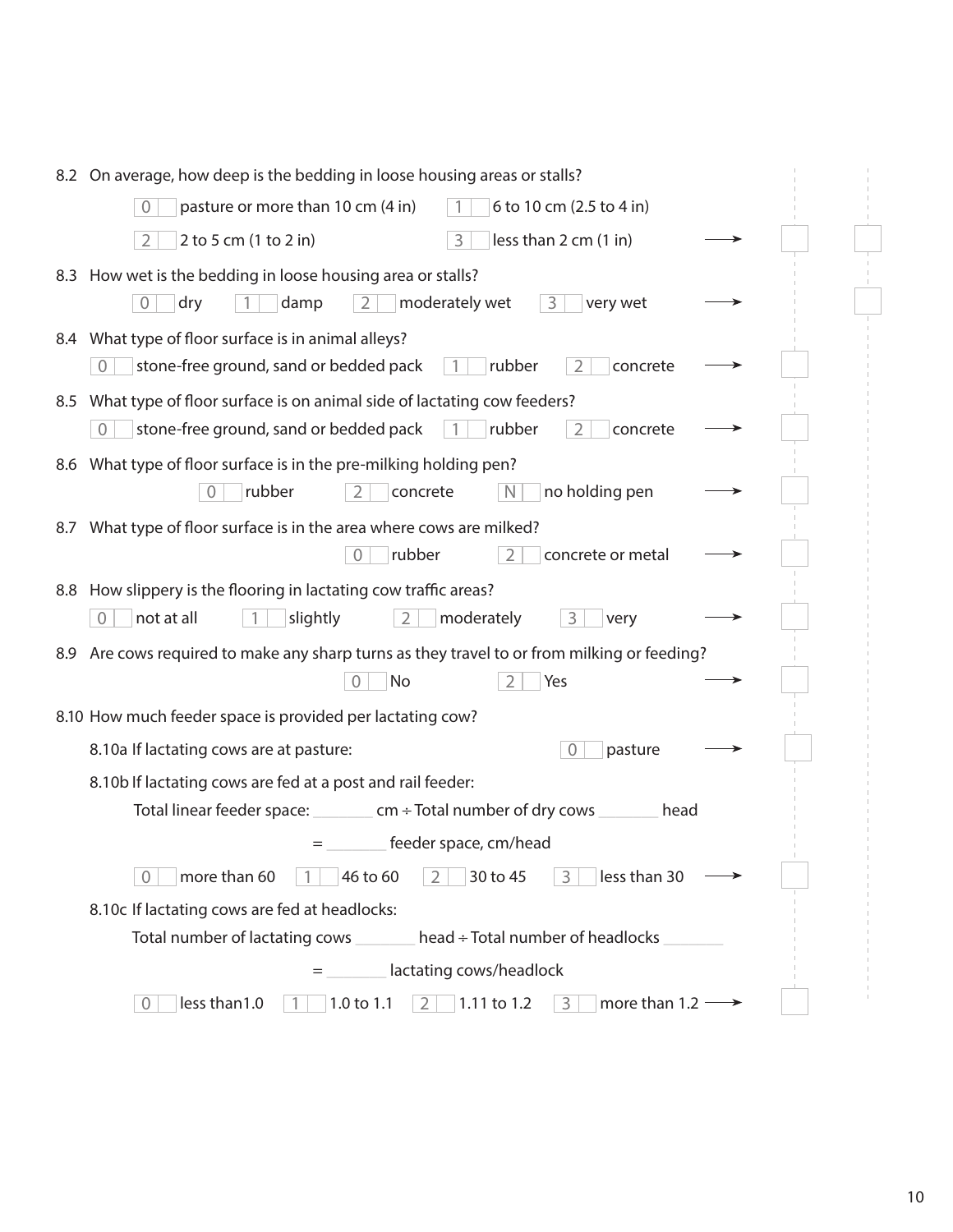8.2 On average, how deep is the bedding in loose housing areas or stalls?

- 0 pasture or more than 10 cm (4 in)
- 1 6 to 10 cm (2.5 to 4 in)
- 2 2 to 5 cm (1 to 2 in)
- 3 less than 2 cm (1 in) →

8.3 How wet is the bedding in loose housing area or stalls?

- 0 dry
- 1 damp
- 2 moderately wet
- 3 very wet →

8.4 What type of floor surface is in animal alleys?

- 0 stone-free ground, sand or bedded pack
- 1 rubber
- 2 concrete →

8.5 What type of floor surface is on animal side of lactating cow feeders?

- 0 stone-free ground, sand or bedded pack
- 1 rubber
- 2 concrete →

8.6 What type of floor surface is in the pre-milking holding pen?

- 0 rubber
- 2 concrete
- N no holding pen →

8.7 What type of floor surface is in the area where cows are milked?

- 0 rubber
- 2 concrete or metal →

8.8 How slippery is the flooring in lactating cow traffic areas?

- 0 not at all
- 1 slightly
- 2 moderately
- 3 very →

8.9 Are cows required to make any sharp turns as they travel to or from milking or feeding?

- 0 No
- 2 Yes →

8.10 How much feeder space is provided per lactating cow?

8.10a If lactating cows are at pasture:

- 0 pasture →

8.10b If lactating cows are fed at a post and rail feeder:

Total linear feeder space: _______ cm ÷ Total number of dry cows _______ head

= _______ feeder space, cm/head

- 0 more than 60
- 1 46 to 60
- 2 30 to 45
- 3 less than 30 →

8.10c If lactating cows are fed at headlocks:

Total number of lactating cows _______ head ÷ Total number of headlocks _______

= _______ lactating cows/headlock

- 0 less than1.0
- 1 1.0 to 1.1
- 2 1.11 to 1.2
- 3 more than 1.2 →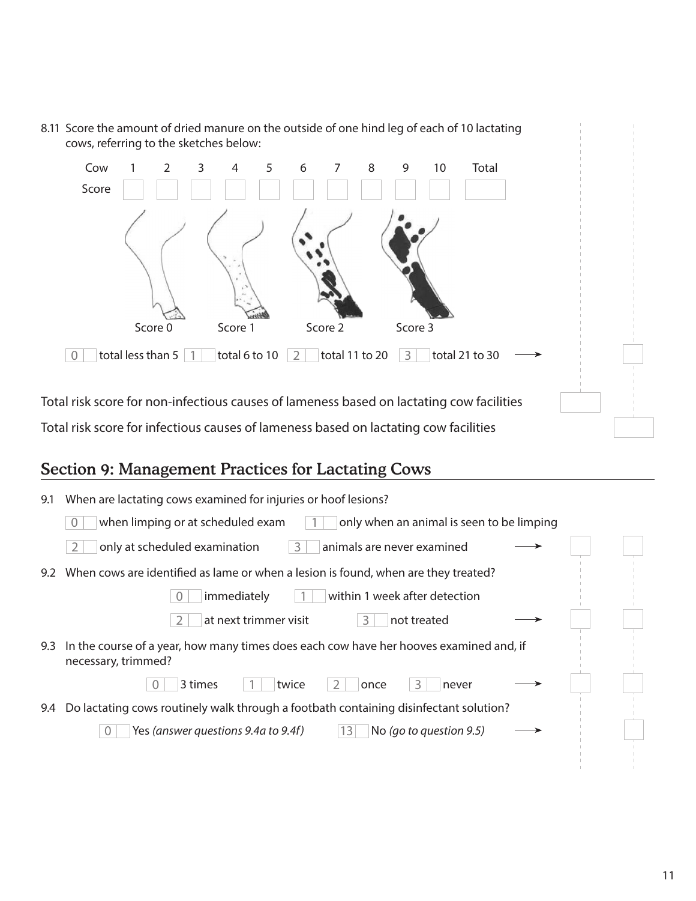8.11 Score the amount of dried manure on the outside of one hind leg of each of 10 lactating cows, referring to the sketches below:

| Cow | 1 | 2 | 3 | 4 | 5 | 6 | 7 | 8 | 9 | 10 | Total |
|---|---|---|---|---|---|---|---|---|---|---|---|
| Score | | | | | | | | | | | |

Score 0 &nbsp;&nbsp; Score 1 &nbsp;&nbsp; Score 2 &nbsp;&nbsp; Score 3

0 total less than 5 &nbsp;&nbsp; 1 total 6 to 10 &nbsp;&nbsp; 2 total 11 to 20 &nbsp;&nbsp; 3 total 21 to 30 ⟶

Total risk score for non-infectious causes of lameness based on lactating cow facilities

Total risk score for infectious causes of lameness based on lactating cow facilities

## Section 9: Management Practices for Lactating Cows

9.1 When are lactating cows examined for injuries or hoof lesions?

- 0 when limping or at scheduled exam
- 1 only when an animal is seen to be limping
- 2 only at scheduled examination
- 3 animals are never examined ⟶

9.2 When cows are identified as lame or when a lesion is found, when are they treated?

- 0 immediately
- 1 within 1 week after detection
- 2 at next trimmer visit
- 3 not treated ⟶

9.3 In the course of a year, how many times does each cow have her hooves examined and, if necessary, trimmed?

- 0 3 times
- 1 twice
- 2 once
- 3 never ⟶

9.4 Do lactating cows routinely walk through a footbath containing disinfectant solution?

- 0 Yes *(answer questions 9.4a to 9.4f)*
- 13 No *(go to question 9.5)* ⟶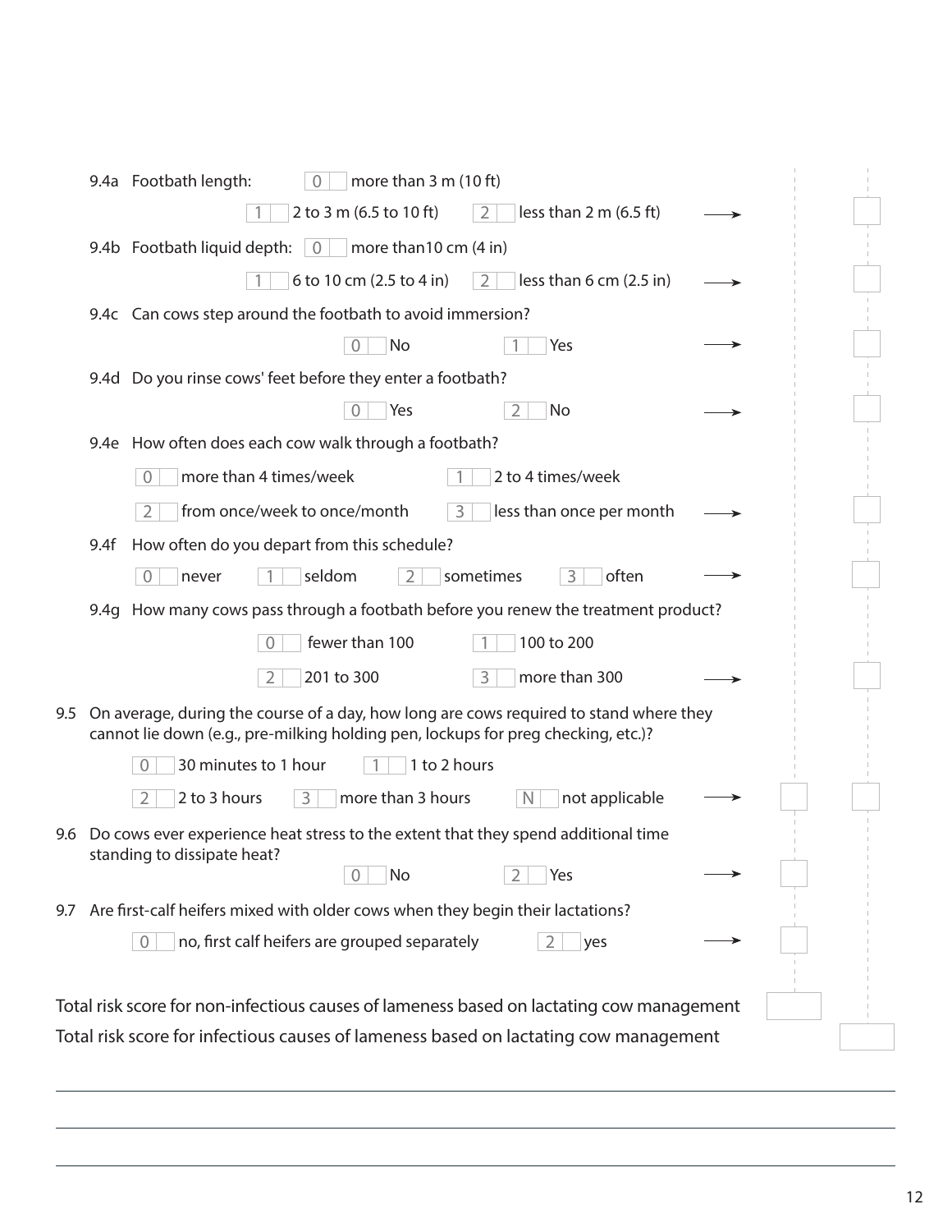9.4a Footbath length:

- 0 more than 3 m (10 ft)
- 1 2 to 3 m (6.5 to 10 ft)
- 2 less than 2 m (6.5 ft) →

9.4b Footbath liquid depth:

- 0 more than10 cm (4 in)
- 1 6 to 10 cm (2.5 to 4 in)
- 2 less than 6 cm (2.5 in) →

9.4c Can cows step around the footbath to avoid immersion?

- 0 No
- 1 Yes →

9.4d Do you rinse cows' feet before they enter a footbath?

- 0 Yes
- 2 No →

9.4e How often does each cow walk through a footbath?

- 0 more than 4 times/week
- 1 2 to 4 times/week
- 2 from once/week to once/month
- 3 less than once per month →

9.4f How often do you depart from this schedule?

- 0 never
- 1 seldom
- 2 sometimes
- 3 often →

9.4g How many cows pass through a footbath before you renew the treatment product?

- 0 fewer than 100
- 1 100 to 200
- 2 201 to 300
- 3 more than 300 →

9.5 On average, during the course of a day, how long are cows required to stand where they cannot lie down (e.g., pre-milking holding pen, lockups for preg checking, etc.)?

- 0 30 minutes to 1 hour
- 1 1 to 2 hours
- 2 2 to 3 hours
- 3 more than 3 hours
- N not applicable →

9.6 Do cows ever experience heat stress to the extent that they spend additional time standing to dissipate heat?

- 0 No
- 2 Yes →

9.7 Are first-calf heifers mixed with older cows when they begin their lactations?

- 0 no, first calf heifers are grouped separately
- 2 yes →

Total risk score for non-infectious causes of lameness based on lactating cow management

Total risk score for infectious causes of lameness based on lactating cow management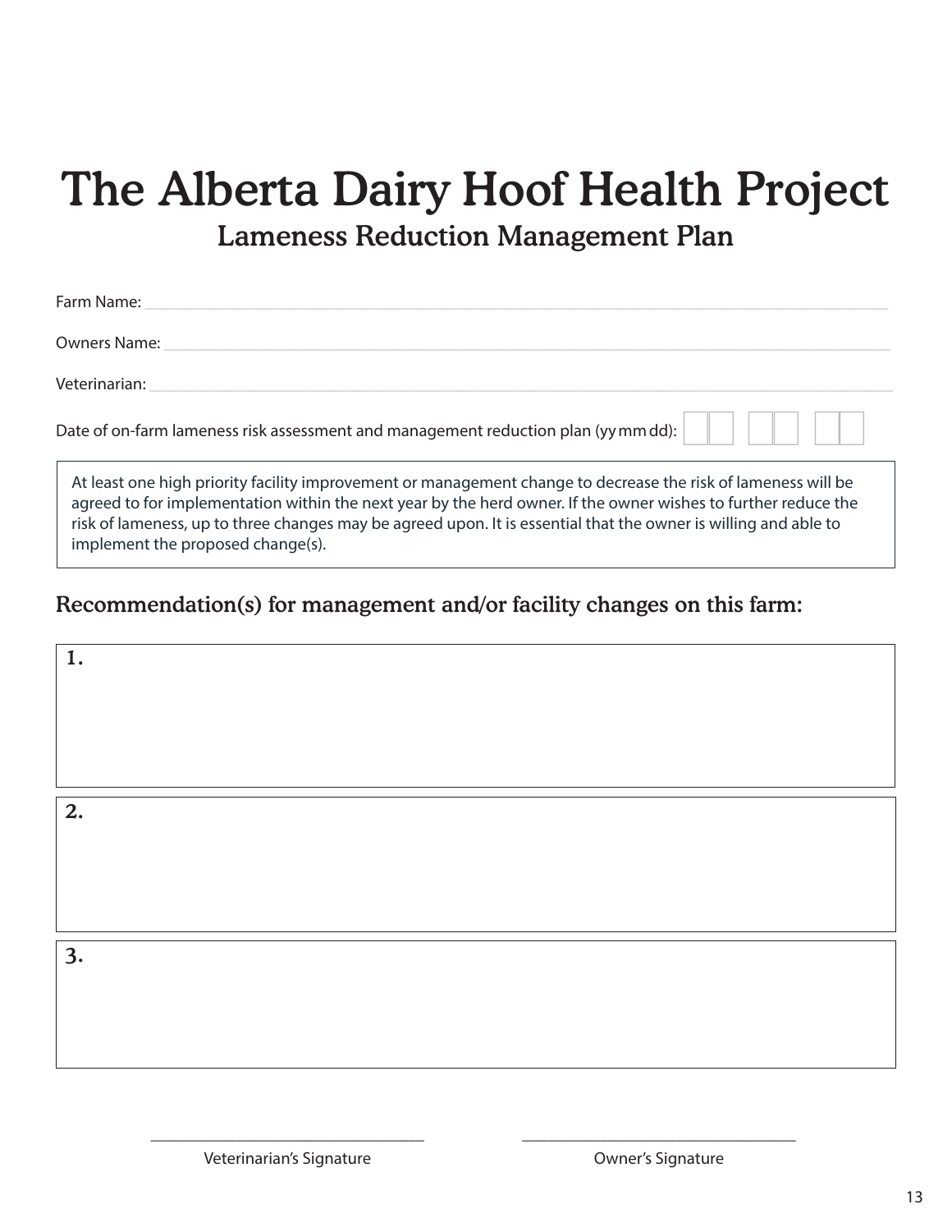# The Alberta Dairy Hoof Health Project

## Lameness Reduction Management Plan

Farm Name: ___________________________________________

Owners Name: ___________________________________________

Veterinarian: ___________________________________________

Date of on-farm lameness risk assessment and management reduction plan (yy mm dd): ☐☐ ☐☐ ☐☐

At least one high priority facility improvement or management change to decrease the risk of lameness will be agreed to for implementation within the next year by the herd owner. If the owner wishes to further reduce the risk of lameness, up to three changes may be agreed upon. It is essential that the owner is willing and able to implement the proposed change(s).

### Recommendation(s) for management and/or facility changes on this farm:

1.

2.

3.

_______________________________ Veterinarian's Signature

_______________________________ Owner's Signature